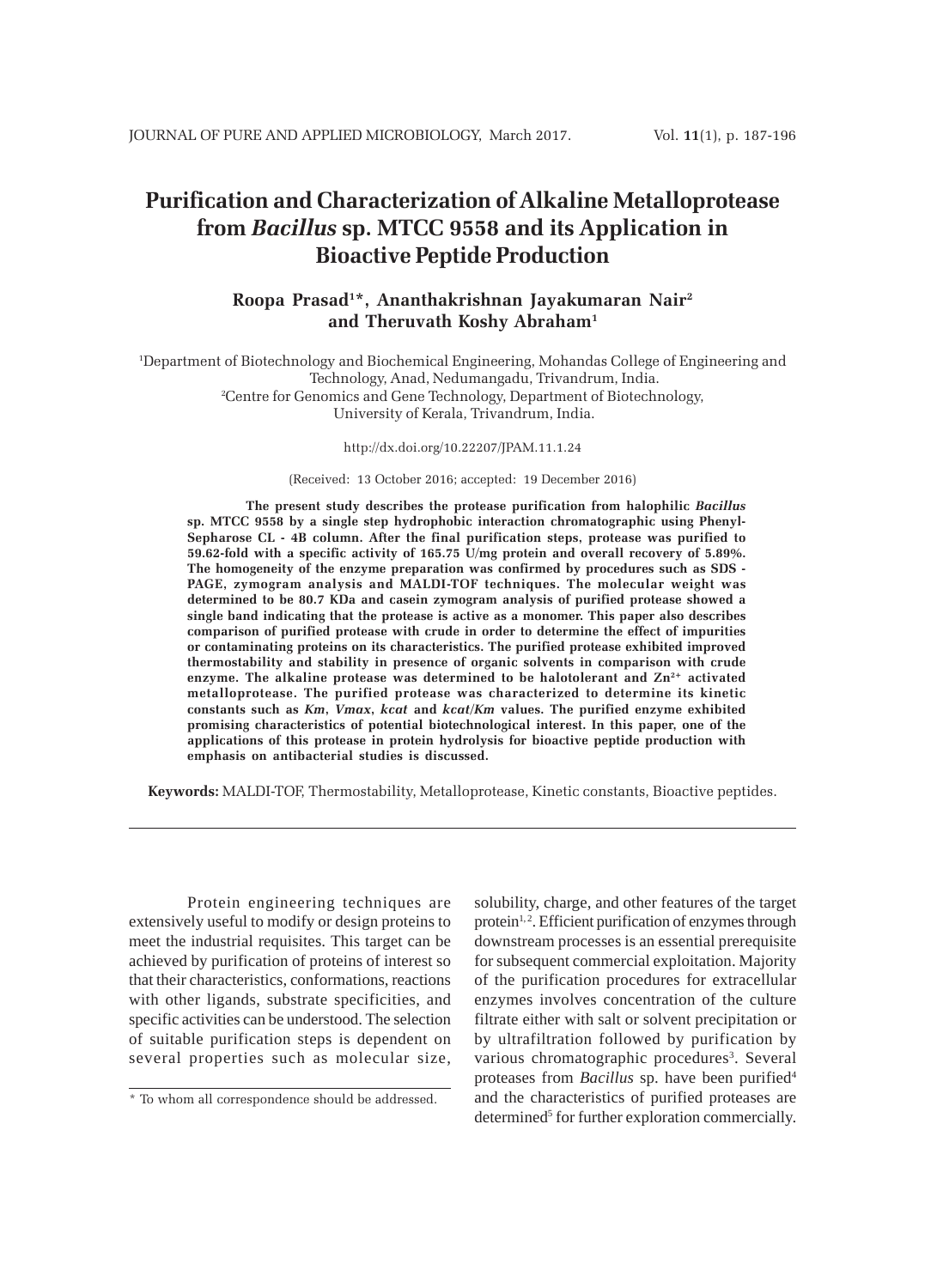# Purification and Characterization of Alkaline Metalloprotease from *Bacillus* sp. MTCC 9558 and its Application in Bioactive Peptide Production

**Roopa Prasad[1]*, Ananthakrishnan Jayakumaran Nair[2] and Theruvath Koshy Abraham[1]**

[1]Department of Biotechnology and Biochemical Engineering, Mohandas College of Engineering and Technology, Anad, Nedumangadu, Trivandrum, India.
[2]Centre for Genomics and Gene Technology, Department of Biotechnology, University of Kerala, Trivandrum, India.

http://dx.doi.org/10.22207/JPAM.11.1.24

(Received: 13 October 2016; accepted: 19 December 2016)

**The present study describes the protease purification from halophilic *Bacillus* sp. MTCC 9558 by a single step hydrophobic interaction chromatographic using Phenyl-Sepharose CL - 4B column. After the final purification steps, protease was purified to 59.62-fold with a specific activity of 165.75 U/mg protein and overall recovery of 5.89%. The homogeneity of the enzyme preparation was confirmed by procedures such as SDS - PAGE, zymogram analysis and MALDI-TOF techniques. The molecular weight was determined to be 80.7 KDa and casein zymogram analysis of purified protease showed a single band indicating that the protease is active as a monomer. This paper also describes comparison of purified protease with crude in order to determine the effect of impurities or contaminating proteins on its characteristics. The purified protease exhibited improved thermostability and stability in presence of organic solvents in comparison with crude enzyme. The alkaline protease was determined to be halotolerant and $Zn^{2+}$ activated metalloprotease. The purified protease was characterized to determine its kinetic constants such as *Km*, *Vmax*, *kcat* and *kcat/Km* values. The purified enzyme exhibited promising characteristics of potential biotechnological interest. In this paper, one of the applications of this protease in protein hydrolysis for bioactive peptide production with emphasis on antibacterial studies is discussed.**

**Keywords:** MALDI-TOF, Thermostability, Metalloprotease, Kinetic constants, Bioactive peptides.

---

Protein engineering techniques are extensively useful to modify or design proteins to meet the industrial requisites. This target can be achieved by purification of proteins of interest so that their characteristics, conformations, reactions with other ligands, substrate specificities, and specific activities can be understood. The selection of suitable purification steps is dependent on several properties such as molecular size, solubility, charge, and other features of the target protein[1,2]. Efficient purification of enzymes through downstream processes is an essential prerequisite for subsequent commercial exploitation. Majority of the purification procedures for extracellular enzymes involves concentration of the culture filtrate either with salt or solvent precipitation or by ultrafiltration followed by purification by various chromatographic procedures[3]. Several proteases from *Bacillus* sp. have been purified[4] and the characteristics of purified proteases are determined[5] for further exploration commercially.

\* To whom all correspondence should be addressed.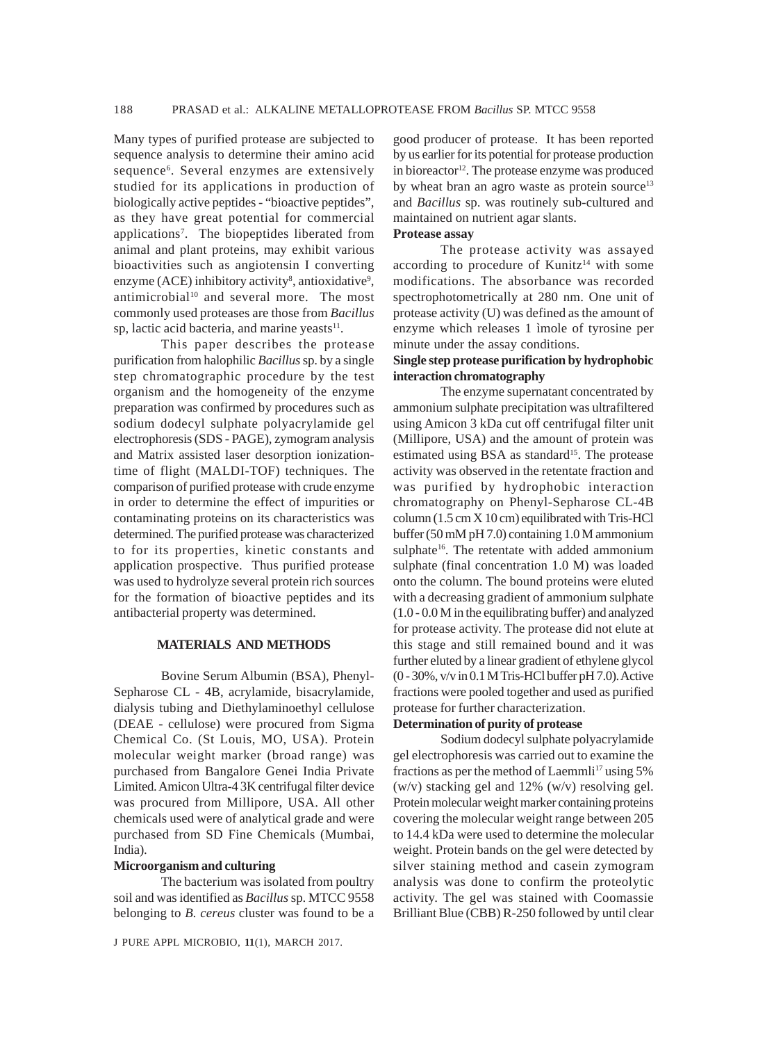Many types of purified protease are subjected to sequence analysis to determine their amino acid sequence[6]. Several enzymes are extensively studied for its applications in production of biologically active peptides - "bioactive peptides", as they have great potential for commercial applications[7]. The biopeptides liberated from animal and plant proteins, may exhibit various bioactivities such as angiotensin I converting enzyme (ACE) inhibitory activity[8], antioxidative[9], antimicrobial[10] and several more. The most commonly used proteases are those from *Bacillus* sp, lactic acid bacteria, and marine yeasts[11].

This paper describes the protease purification from halophilic *Bacillus* sp. by a single step chromatographic procedure by the test organism and the homogeneity of the enzyme preparation was confirmed by procedures such as sodium dodecyl sulphate polyacrylamide gel electrophoresis (SDS - PAGE), zymogram analysis and Matrix assisted laser desorption ionization-time of flight (MALDI-TOF) techniques. The comparison of purified protease with crude enzyme in order to determine the effect of impurities or contaminating proteins on its characteristics was determined. The purified protease was characterized to for its properties, kinetic constants and application prospective. Thus purified protease was used to hydrolyze several protein rich sources for the formation of bioactive peptides and its antibacterial property was determined.

## MATERIALS AND METHODS

Bovine Serum Albumin (BSA), Phenyl-Sepharose CL - 4B, acrylamide, bisacrylamide, dialysis tubing and Diethylaminoethyl cellulose (DEAE - cellulose) were procured from Sigma Chemical Co. (St Louis, MO, USA). Protein molecular weight marker (broad range) was purchased from Bangalore Genei India Private Limited. Amicon Ultra-4 3K centrifugal filter device was procured from Millipore, USA. All other chemicals used were of analytical grade and were purchased from SD Fine Chemicals (Mumbai, India).

### Microorganism and culturing

The bacterium was isolated from poultry soil and was identified as *Bacillus* sp. MTCC 9558 belonging to *B. cereus* cluster was found to be a good producer of protease. It has been reported by us earlier for its potential for protease production in bioreactor[12]. The protease enzyme was produced by wheat bran an agro waste as protein source[13] and *Bacillus* sp. was routinely sub-cultured and maintained on nutrient agar slants.

### Protease assay

The protease activity was assayed according to procedure of Kunitz[14] with some modifications. The absorbance was recorded spectrophotometrically at 280 nm. One unit of protease activity (U) was defined as the amount of enzyme which releases 1 ìmole of tyrosine per minute under the assay conditions.

### Single step protease purification by hydrophobic interaction chromatography

The enzyme supernatant concentrated by ammonium sulphate precipitation was ultrafiltered using Amicon 3 kDa cut off centrifugal filter unit (Millipore, USA) and the amount of protein was estimated using BSA as standard[15]. The protease activity was observed in the retentate fraction and was purified by hydrophobic interaction chromatography on Phenyl-Sepharose CL-4B column (1.5 cm X 10 cm) equilibrated with Tris-HCl buffer (50 mM pH 7.0) containing 1.0 M ammonium sulphate[16]. The retentate with added ammonium sulphate (final concentration 1.0 M) was loaded onto the column. The bound proteins were eluted with a decreasing gradient of ammonium sulphate (1.0 - 0.0 M in the equilibrating buffer) and analyzed for protease activity. The protease did not elute at this stage and still remained bound and it was further eluted by a linear gradient of ethylene glycol (0 - 30%, v/v in 0.1 M Tris-HCl buffer pH 7.0). Active fractions were pooled together and used as purified protease for further characterization.

### Determination of purity of protease

Sodium dodecyl sulphate polyacrylamide gel electrophoresis was carried out to examine the fractions as per the method of Laemmli[17] using 5% (w/v) stacking gel and 12% (w/v) resolving gel. Protein molecular weight marker containing proteins covering the molecular weight range between 205 to 14.4 kDa were used to determine the molecular weight. Protein bands on the gel were detected by silver staining method and casein zymogram analysis was done to confirm the proteolytic activity. The gel was stained with Coomassie Brilliant Blue (CBB) R-250 followed by until clear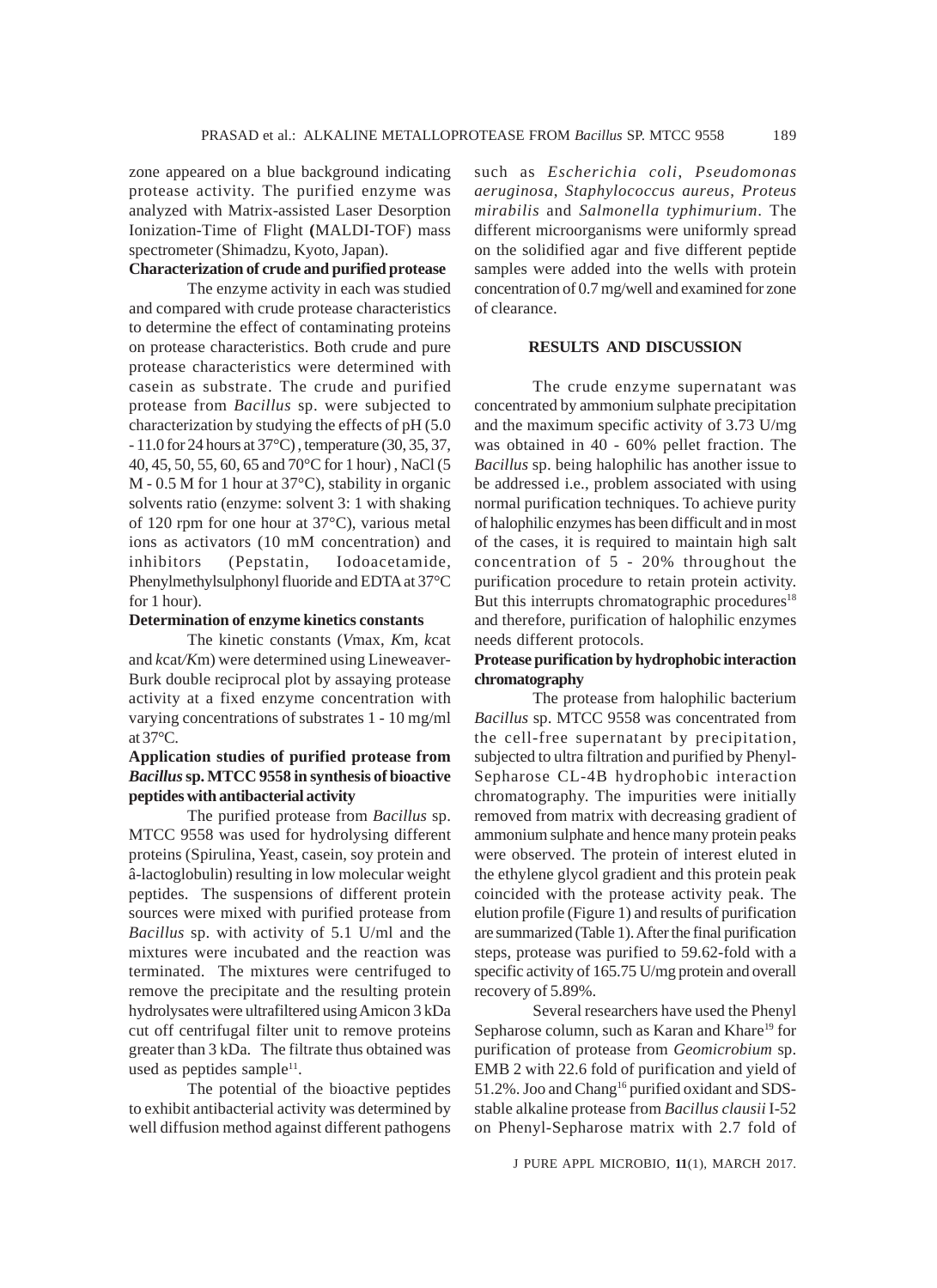zone appeared on a blue background indicating protease activity. The purified enzyme was analyzed with Matrix-assisted Laser Desorption Ionization-Time of Flight (MALDI-TOF) mass spectrometer (Shimadzu, Kyoto, Japan).

**Characterization of crude and purified protease**

The enzyme activity in each was studied and compared with crude protease characteristics to determine the effect of contaminating proteins on protease characteristics. Both crude and pure protease characteristics were determined with casein as substrate. The crude and purified protease from *Bacillus* sp. were subjected to characterization by studying the effects of pH (5.0 - 11.0 for 24 hours at 37°C) , temperature (30, 35, 37, 40, 45, 50, 55, 60, 65 and 70°C for 1 hour) , NaCl (5 M - 0.5 M for 1 hour at 37°C), stability in organic solvents ratio (enzyme: solvent 3: 1 with shaking of 120 rpm for one hour at 37°C), various metal ions as activators (10 mM concentration) and inhibitors (Pepstatin, Iodoacetamide, Phenylmethylsulphonyl fluoride and EDTA at 37°C for 1 hour).

**Determination of enzyme kinetics constants**

The kinetic constants (*V*max, *K*m, *k*cat and *k*cat/*K*m) were determined using Lineweaver-Burk double reciprocal plot by assaying protease activity at a fixed enzyme concentration with varying concentrations of substrates 1 - 10 mg/ml at 37°C.

**Application studies of purified protease from *Bacillus* sp. MTCC 9558 in synthesis of bioactive peptides with antibacterial activity**

The purified protease from *Bacillus* sp. MTCC 9558 was used for hydrolysing different proteins (Spirulina, Yeast, casein, soy protein and â-lactoglobulin) resulting in low molecular weight peptides. The suspensions of different protein sources were mixed with purified protease from *Bacillus* sp. with activity of 5.1 U/ml and the mixtures were incubated and the reaction was terminated. The mixtures were centrifuged to remove the precipitate and the resulting protein hydrolysates were ultrafiltered using Amicon 3 kDa cut off centrifugal filter unit to remove proteins greater than 3 kDa. The filtrate thus obtained was used as peptides sample[11].

The potential of the bioactive peptides to exhibit antibacterial activity was determined by well diffusion method against different pathogens such as *Escherichia coli*, *Pseudomonas aeruginosa*, *Staphylococcus aureus*, *Proteus mirabilis* and *Salmonella typhimurium*. The different microorganisms were uniformly spread on the solidified agar and five different peptide samples were added into the wells with protein concentration of 0.7 mg/well and examined for zone of clearance.

## RESULTS AND DISCUSSION

The crude enzyme supernatant was concentrated by ammonium sulphate precipitation and the maximum specific activity of 3.73 U/mg was obtained in 40 - 60% pellet fraction. The *Bacillus* sp. being halophilic has another issue to be addressed i.e., problem associated with using normal purification techniques. To achieve purity of halophilic enzymes has been difficult and in most of the cases, it is required to maintain high salt concentration of 5 - 20% throughout the purification procedure to retain protein activity. But this interrupts chromatographic procedures[18] and therefore, purification of halophilic enzymes needs different protocols.

**Protease purification by hydrophobic interaction chromatography**

The protease from halophilic bacterium *Bacillus* sp. MTCC 9558 was concentrated from the cell-free supernatant by precipitation, subjected to ultra filtration and purified by Phenyl-Sepharose CL-4B hydrophobic interaction chromatography. The impurities were initially removed from matrix with decreasing gradient of ammonium sulphate and hence many protein peaks were observed. The protein of interest eluted in the ethylene glycol gradient and this protein peak coincided with the protease activity peak. The elution profile (Figure 1) and results of purification are summarized (Table 1). After the final purification steps, protease was purified to 59.62-fold with a specific activity of 165.75 U/mg protein and overall recovery of 5.89%.

Several researchers have used the Phenyl Sepharose column, such as Karan and Khare[19] for purification of protease from *Geomicrobium* sp. EMB 2 with 22.6 fold of purification and yield of 51.2%. Joo and Chang[16] purified oxidant and SDS-stable alkaline protease from *Bacillus clausii* I-52 on Phenyl-Sepharose matrix with 2.7 fold of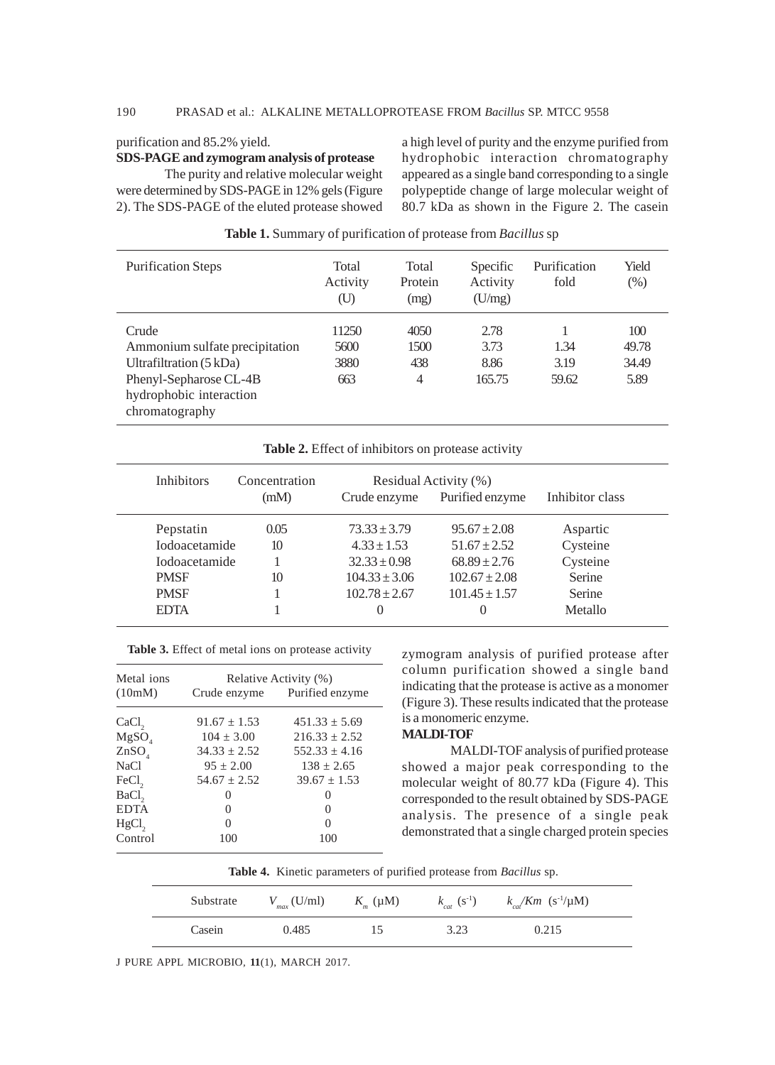purification and 85.2% yield.

**SDS-PAGE and zymogram analysis of protease**

The purity and relative molecular weight were determined by SDS-PAGE in 12% gels (Figure 2). The SDS-PAGE of the eluted protease showed a high level of purity and the enzyme purified from hydrophobic interaction chromatography appeared as a single band corresponding to a single polypeptide change of large molecular weight of 80.7 kDa as shown in the Figure 2. The casein zymogram analysis of purified protease after column purification showed a single band indicating that the protease is active as a monomer (Figure 3). These results indicated that the protease is a monomeric enzyme.

**MALDI-TOF**

MALDI-TOF analysis of purified protease showed a major peak corresponding to the molecular weight of 80.77 kDa (Figure 4). This corresponded to the result obtained by SDS-PAGE analysis. The presence of a single peak demonstrated that a single charged protein species

**Table 1.** Summary of purification of protease from *Bacillus* sp

| Purification Steps | Total Activity (U) | Total Protein (mg) | Specific Activity (U/mg) | Purification fold | Yield (%) |
|---|---|---|---|---|---|
| Crude | 11250 | 4050 | 2.78 | 1 | 100 |
| Ammonium sulfate precipitation | 5600 | 1500 | 3.73 | 1.34 | 49.78 |
| Ultrafiltration (5 kDa) | 3880 | 438 | 8.86 | 3.19 | 34.49 |
| Phenyl-Sepharose CL-4B hydrophobic interaction chromatography | 663 | 4 | 165.75 | 59.62 | 5.89 |

**Table 2.** Effect of inhibitors on protease activity

| Inhibitors | Concentration (mM) | Residual Activity (%) | | Inhibitor class |
|---|---|---|---|---|
| | | Crude enzyme | Purified enzyme | |
| Pepstatin | 0.05 | 73.33 ± 3.79 | 95.67 ± 2.08 | Aspartic |
| Iodoacetamide | 10 | 4.33 ± 1.53 | 51.67 ± 2.52 | Cysteine |
| Iodoacetamide | 1 | 32.33 ± 0.98 | 68.89 ± 2.76 | Cysteine |
| PMSF | 10 | 104.33 ± 3.06 | 102.67 ± 2.08 | Serine |
| PMSF | 1 | 102.78 ± 2.67 | 101.45 ± 1.57 | Serine |
| EDTA | 1 | 0 | 0 | Metallo |

**Table 3.** Effect of metal ions on protease activity

| Metal ions (10mM) | Relative Activity (%) | |
|---|---|---|
| | Crude enzyme | Purified enzyme |
| $CaCl_2$ | 91.67 ± 1.53 | 451.33 ± 5.69 |
| $MgSO_4$ | 104 ± 3.00 | 216.33 ± 2.52 |
| $ZnSO_4$ | 34.33 ± 2.52 | 552.33 ± 4.16 |
| NaCl | 95 ± 2.00 | 138 ± 2.65 |
| $FeCl_2$ | 54.67 ± 2.52 | 39.67 ± 1.53 |
| $BaCl_2$ | 0 | 0 |
| EDTA | 0 | 0 |
| $HgCl_2$ | 0 | 0 |
| Control | 100 | 100 |

**Table 4.** Kinetic parameters of purified protease from *Bacillus* sp.

| Substrate | $V_{max}$ (U/ml) | $K_m$ (μM) | $k_{cat}$ ($s^{-1}$) | $k_{cat}/Km$ ($s^{-1}$/μM) |
|---|---|---|---|---|
| Casein | 0.485 | 15 | 3.23 | 0.215 |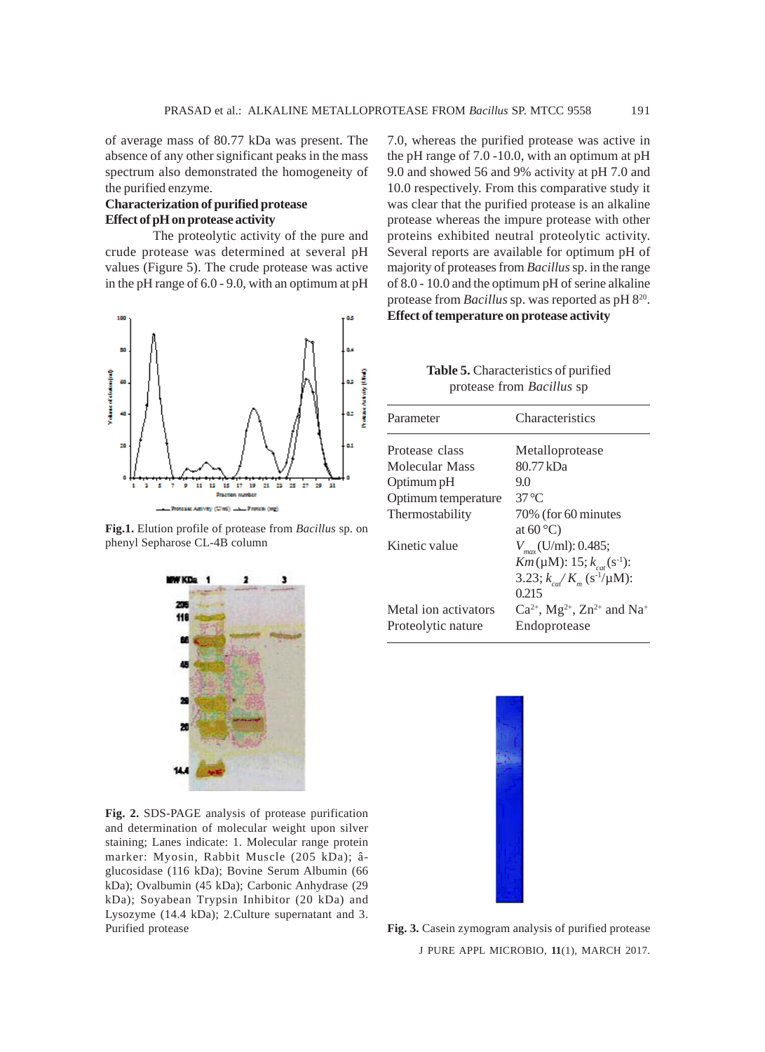of average mass of 80.77 kDa was present. The absence of any other significant peaks in the mass spectrum also demonstrated the homogeneity of the purified enzyme.

## Characterization of purified protease

### Effect of pH on protease activity

The proteolytic activity of the pure and crude protease was determined at several pH values (Figure 5). The crude protease was active in the pH range of 6.0 - 9.0, with an optimum at pH 7.0, whereas the purified protease was active in the pH range of 7.0 -10.0, with an optimum at pH 9.0 and showed 56 and 9% activity at pH 7.0 and 10.0 respectively. From this comparative study it was clear that the purified protease is an alkaline protease whereas the impure protease with other proteins exhibited neutral proteolytic activity. Several reports are available for optimum pH of majority of proteases from *Bacillus* sp. in the range of 8.0 - 10.0 and the optimum pH of serine alkaline protease from *Bacillus* sp. was reported as pH 8[20].

### Effect of temperature on protease activity

**Fig.1.** Elution profile of protease from *Bacillus* sp. on phenyl Sepharose CL-4B column

**Fig. 2.** SDS-PAGE analysis of protease purification and determination of molecular weight upon silver staining; Lanes indicate: 1. Molecular range protein marker: Myosin, Rabbit Muscle (205 kDa); â-glucosidase (116 kDa); Bovine Serum Albumin (66 kDa); Ovalbumin (45 kDa); Carbonic Anhydrase (29 kDa); Soyabean Trypsin Inhibitor (20 kDa) and Lysozyme (14.4 kDa); 2.Culture supernatant and 3. Purified protease

**Table 5.** Characteristics of purified protease from *Bacillus* sp

| Parameter | Characteristics |
|---|---|
| Protease class | Metalloprotease |
| Molecular Mass | 80.77 kDa |
| Optimum pH | 9.0 |
| Optimum temperature | 37 °C |
| Thermostability | 70% (for 60 minutes at 60 °C) |
| Kinetic value | $V_{max}$ (U/ml): 0.485; $Km$ (μM): 15; $k_{cat}$ ($s^{-1}$): 3.23; $k_{cat}/K_m$ ($s^{-1}$/μM): 0.215 |
| Metal ion activators | $Ca^{2+}$, $Mg^{2+}$, $Zn^{2+}$ and $Na^{+}$ |
| Proteolytic nature | Endoprotease |

**Fig. 3.** Casein zymogram analysis of purified protease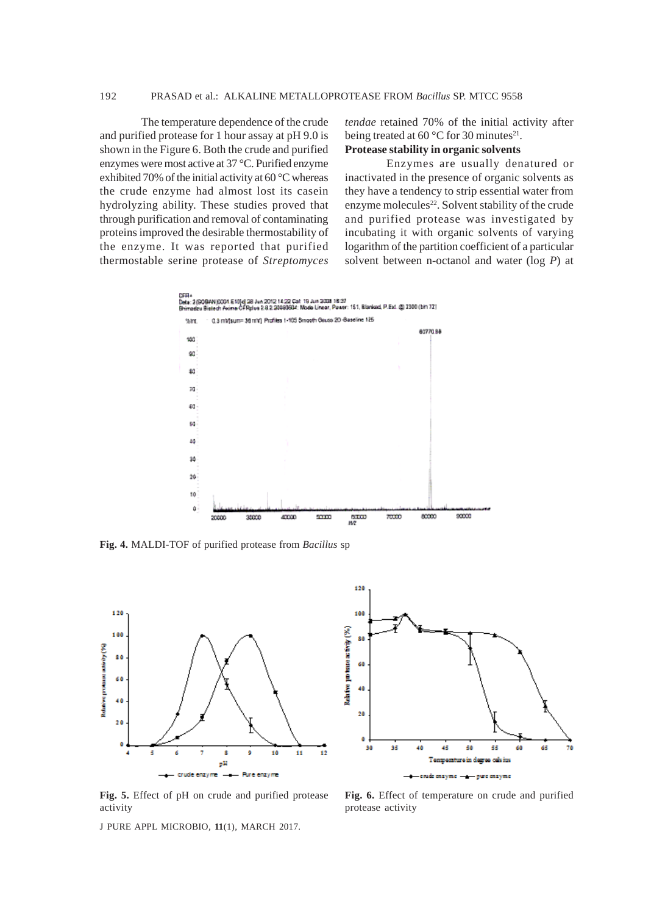The temperature dependence of the crude and purified protease for 1 hour assay at pH 9.0 is shown in the Figure 6. Both the crude and purified enzymes were most active at 37 °C. Purified enzyme exhibited 70% of the initial activity at 60 °C whereas the crude enzyme had almost lost its casein hydrolyzing ability. These studies proved that through purification and removal of contaminating proteins improved the desirable thermostability of the enzyme. It was reported that purified thermostable serine protease of *Streptomyces tendae* retained 70% of the initial activity after being treated at 60 °C for 30 minutes[21].

**Protease stability in organic solvents**

Enzymes are usually denatured or inactivated in the presence of organic solvents as they have a tendency to strip essential water from enzyme molecules[22]. Solvent stability of the crude and purified protease was investigated by incubating it with organic solvents of varying logarithm of the partition coefficient of a particular solvent between n-octanol and water (log *P*) at

**Fig. 4.** MALDI-TOF of purified protease from *Bacillus* sp

**Fig. 5.** Effect of pH on crude and purified protease activity

**Fig. 6.** Effect of temperature on crude and purified protease activity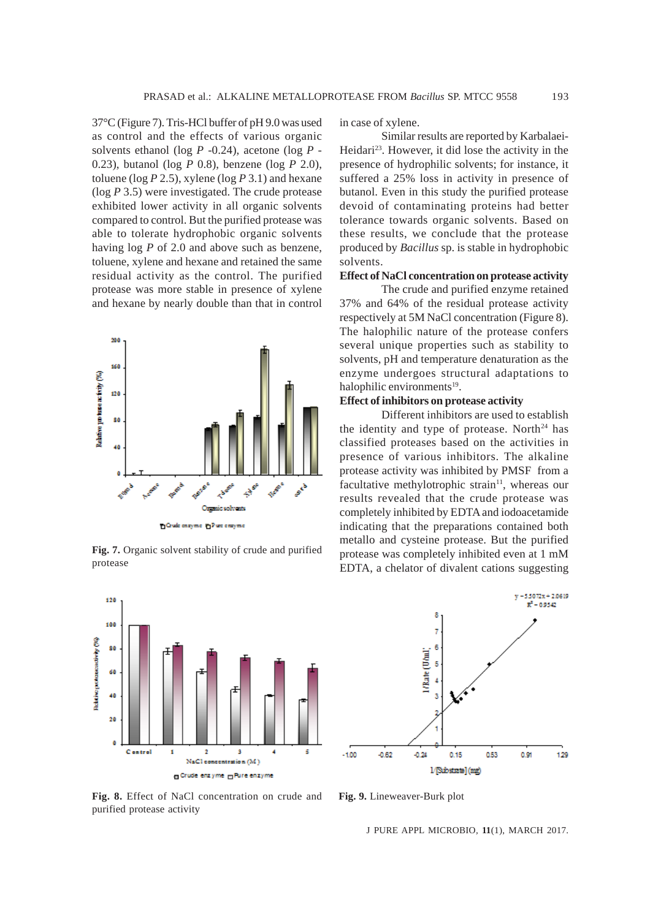37°C (Figure 7). Tris-HCl buffer of pH 9.0 was used as control and the effects of various organic solvents ethanol (log *P* -0.24), acetone (log *P* -0.23), butanol (log *P* 0.8), benzene (log *P* 2.0), toluene (log *P* 2.5), xylene (log *P* 3.1) and hexane (log *P* 3.5) were investigated. The crude protease exhibited lower activity in all organic solvents compared to control. But the purified protease was able to tolerate hydrophobic organic solvents having log *P* of 2.0 and above such as benzene, toluene, xylene and hexane and retained the same residual activity as the control. The purified protease was more stable in presence of xylene and hexane by nearly double than that in control in case of xylene.

**Fig. 7.** Organic solvent stability of crude and purified protease

Similar results are reported by Karbalaei-Heidari[23]. However, it did lose the activity in the presence of hydrophilic solvents; for instance, it suffered a 25% loss in activity in presence of butanol. Even in this study the purified protease devoid of contaminating proteins had better tolerance towards organic solvents. Based on these results, we conclude that the protease produced by *Bacillus* sp. is stable in hydrophobic solvents.

**Effect of NaCl concentration on protease activity**

The crude and purified enzyme retained 37% and 64% of the residual protease activity respectively at 5M NaCl concentration (Figure 8). The halophilic nature of the protease confers several unique properties such as stability to solvents, pH and temperature denaturation as the enzyme undergoes structural adaptations to halophilic environments[19].

**Effect of inhibitors on protease activity**

Different inhibitors are used to establish the identity and type of protease. North[24] has classified proteases based on the activities in presence of various inhibitors. The alkaline protease activity was inhibited by PMSF from a facultative methylotrophic strain[11], whereas our results revealed that the crude protease was completely inhibited by EDTA and iodoacetamide indicating that the preparations contained both metallo and cysteine protease. But the purified protease was completely inhibited even at 1 mM EDTA, a chelator of divalent cations suggesting

**Fig. 8.** Effect of NaCl concentration on crude and purified protease activity

**Fig. 9.** Lineweaver-Burk plot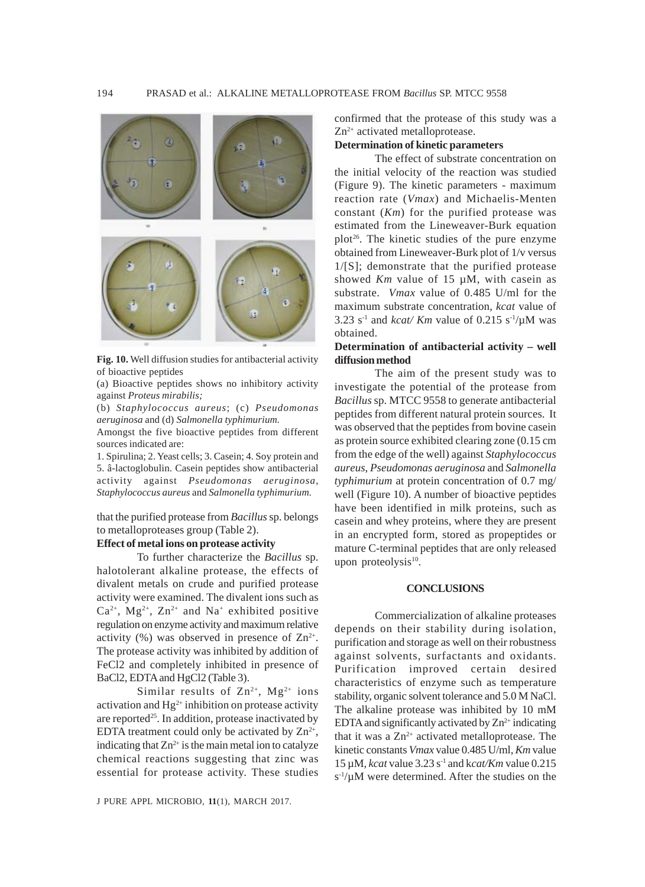**Fig. 10.** Well diffusion studies for antibacterial activity of bioactive peptides

(a) Bioactive peptides shows no inhibitory activity against *Proteus mirabilis;*

(b) *Staphylococcus aureus*; (c) *Pseudomonas aeruginosa* and (d) *Salmonella typhimurium.*

Amongst the five bioactive peptides from different sources indicated are:

1. Spirulina; 2. Yeast cells; 3. Casein; 4. Soy protein and 5. â-lactoglobulin. Casein peptides show antibacterial activity against *Pseudomonas aeruginosa*, *Staphylococcus aureus* and *Salmonella typhimurium.*

that the purified protease from *Bacillus* sp. belongs to metalloproteases group (Table 2).

**Effect of metal ions on protease activity**

To further characterize the *Bacillus* sp. halotolerant alkaline protease, the effects of divalent metals on crude and purified protease activity were examined. The divalent ions such as $Ca^{2+}$, $Mg^{2+}$, $Zn^{2+}$ and $Na^{+}$ exhibited positive regulation on enzyme activity and maximum relative activity (%) was observed in presence of $Zn^{2+}$. The protease activity was inhibited by addition of FeCl2 and completely inhibited in presence of BaCl2, EDTA and HgCl2 (Table 3).

Similar results of $Zn^{2+}$, $Mg^{2+}$ ions activation and $Hg^{2+}$ inhibition on protease activity are reported[25]. In addition, protease inactivated by EDTA treatment could only be activated by $Zn^{2+}$, indicating that $Zn^{2+}$ is the main metal ion to catalyze chemical reactions suggesting that zinc was essential for protease activity. These studies confirmed that the protease of this study was a $Zn^{2+}$ activated metalloprotease.

**Determination of kinetic parameters**

The effect of substrate concentration on the initial velocity of the reaction was studied (Figure 9). The kinetic parameters - maximum reaction rate (*Vmax*) and Michaelis-Menten constant (*Km*) for the purified protease was estimated from the Lineweaver-Burk equation plot[26]. The kinetic studies of the pure enzyme obtained from Lineweaver-Burk plot of 1/v versus 1/[S]; demonstrate that the purified protease showed *Km* value of 15 µM, with casein as substrate. *Vmax* value of 0.485 U/ml for the maximum substrate concentration, *kcat* value of 3.23 $s^{-1}$ and *kcat/ Km* value of 0.215 $s^{-1}$/µM was obtained.

**Determination of antibacterial activity – well diffusion method**

The aim of the present study was to investigate the potential of the protease from *Bacillus* sp. MTCC 9558 to generate antibacterial peptides from different natural protein sources. It was observed that the peptides from bovine casein as protein source exhibited clearing zone (0.15 cm from the edge of the well) against *Staphylococcus aureus*, *Pseudomonas aeruginosa* and *Salmonella typhimurium* at protein concentration of 0.7 mg/well (Figure 10). A number of bioactive peptides have been identified in milk proteins, such as casein and whey proteins, where they are present in an encrypted form, stored as propeptides or mature C-terminal peptides that are only released upon proteolysis[10].

## CONCLUSIONS

Commercialization of alkaline proteases depends on their stability during isolation, purification and storage as well on their robustness against solvents, surfactants and oxidants. Purification improved certain desired characteristics of enzyme such as temperature stability, organic solvent tolerance and 5.0 M NaCl. The alkaline protease was inhibited by 10 mM EDTA and significantly activated by $Zn^{2+}$ indicating that it was a $Zn^{2+}$ activated metalloprotease. The kinetic constants *Vmax* value 0.485 U/ml, *Km* value 15 µM, *kcat* value 3.23 $s^{-1}$ and k*cat/Km* value 0.215 $s^{-1}$/µM were determined. After the studies on the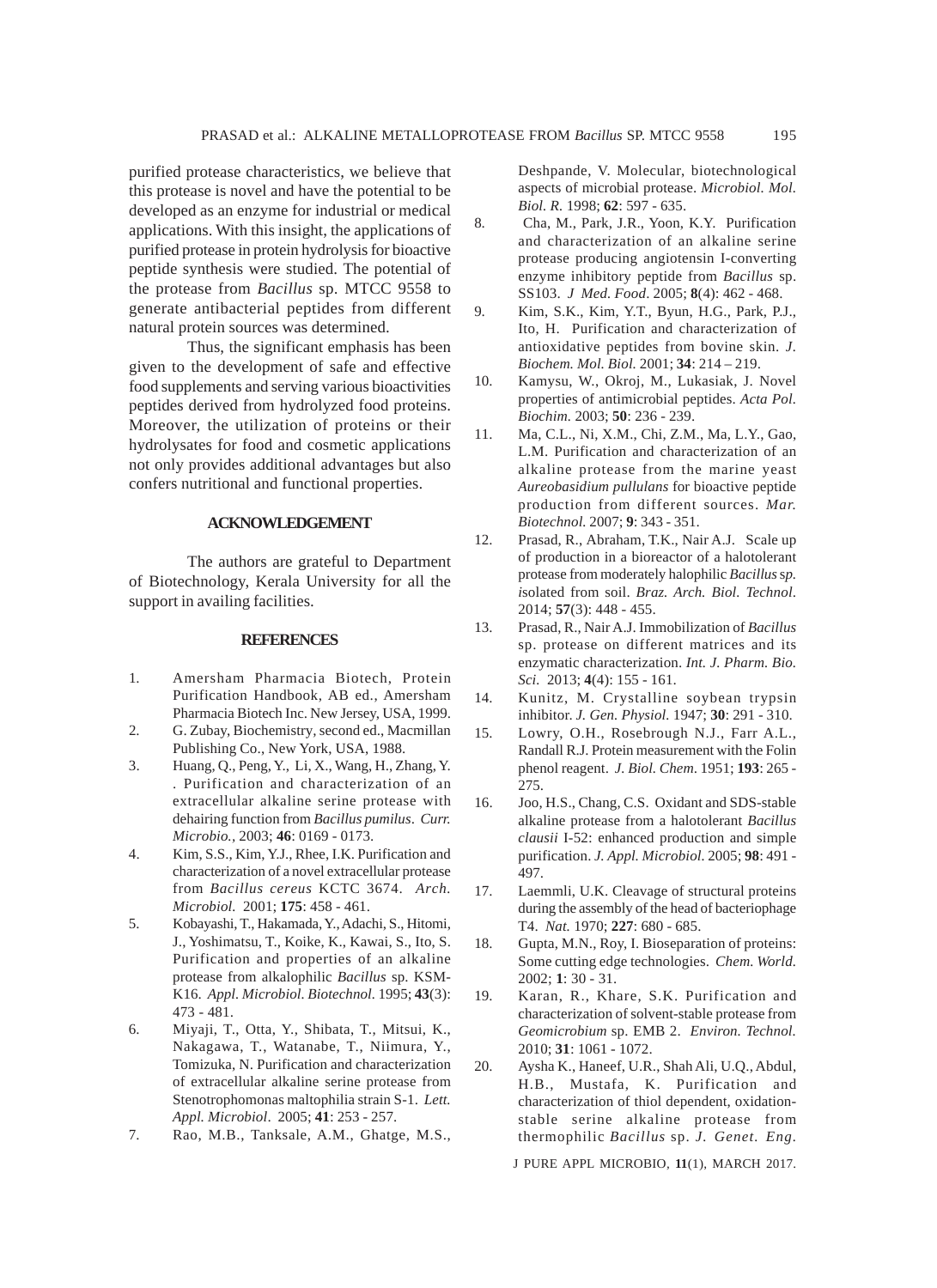purified protease characteristics, we believe that this protease is novel and have the potential to be developed as an enzyme for industrial or medical applications. With this insight, the applications of purified protease in protein hydrolysis for bioactive peptide synthesis were studied. The potential of the protease from *Bacillus* sp. MTCC 9558 to generate antibacterial peptides from different natural protein sources was determined.

Thus, the significant emphasis has been given to the development of safe and effective food supplements and serving various bioactivities peptides derived from hydrolyzed food proteins. Moreover, the utilization of proteins or their hydrolysates for food and cosmetic applications not only provides additional advantages but also confers nutritional and functional properties.

## ACKNOWLEDGEMENT

The authors are grateful to Department of Biotechnology, Kerala University for all the support in availing facilities.

## REFERENCES

1. Amersham Pharmacia Biotech, Protein Purification Handbook, AB ed., Amersham Pharmacia Biotech Inc. New Jersey, USA, 1999.
2. G. Zubay, Biochemistry, second ed., Macmillan Publishing Co., New York, USA, 1988.
3. Huang, Q., Peng, Y., Li, X., Wang, H., Zhang, Y. . Purification and characterization of an extracellular alkaline serine protease with dehairing function from *Bacillus pumilus*. *Curr. Microbio.,* 2003; **46**: 0169 - 0173.
4. Kim, S.S., Kim, Y.J., Rhee, I.K. Purification and characterization of a novel extracellular protease from *Bacillus cereus* KCTC 3674. *Arch. Microbiol.* 2001; **175**: 458 - 461.
5. Kobayashi, T., Hakamada, Y., Adachi, S., Hitomi, J., Yoshimatsu, T., Koike, K., Kawai, S., Ito, S. Purification and properties of an alkaline protease from alkalophilic *Bacillus* sp. KSM-K16. *Appl. Microbiol. Biotechnol.* 1995; **43**(3): 473 - 481.
6. Miyaji, T., Otta, Y., Shibata, T., Mitsui, K., Nakagawa, T., Watanabe, T., Niimura, Y., Tomizuka, N. Purification and characterization of extracellular alkaline serine protease from Stenotrophomonas maltophilia strain S-1. *Lett. Appl. Microbiol.* 2005; **41**: 253 - 257.
7. Rao, M.B., Tanksale, A.M., Ghatge, M.S., Deshpande, V. Molecular, biotechnological aspects of microbial protease. *Microbiol. Mol. Biol. R.* 1998; **62**: 597 - 635.
8. Cha, M., Park, J.R., Yoon, K.Y. Purification and characterization of an alkaline serine protease producing angiotensin I-converting enzyme inhibitory peptide from *Bacillus* sp. SS103. *J Med. Food*. 2005; **8**(4): 462 - 468.
9. Kim, S.K., Kim, Y.T., Byun, H.G., Park, P.J., Ito, H. Purification and characterization of antioxidative peptides from bovine skin. *J. Biochem. Mol. Biol.* 2001; **34**: 214 – 219.
10. Kamysu, W., Okroj, M., Lukasiak, J. Novel properties of antimicrobial peptides. *Acta Pol. Biochim.* 2003; **50**: 236 - 239.
11. Ma, C.L., Ni, X.M., Chi, Z.M., Ma, L.Y., Gao, L.M. Purification and characterization of an alkaline protease from the marine yeast *Aureobasidium pullulans* for bioactive peptide production from different sources. *Mar. Biotechnol.* 2007; **9**: 343 - 351.
12. Prasad, R., Abraham, T.K., Nair A.J. Scale up of production in a bioreactor of a halotolerant protease from moderately halophilic *Bacillus sp. i*solated from soil. *Braz. Arch. Biol. Technol.* 2014; **57**(3): 448 - 455.
13. Prasad, R., Nair A.J. Immobilization of *Bacillus* sp. protease on different matrices and its enzymatic characterization. *Int. J. Pharm. Bio. Sci.* 2013; **4**(4): 155 - 161.
14. Kunitz, M. Crystalline soybean trypsin inhibitor. *J. Gen. Physiol.* 1947; **30**: 291 - 310.
15. Lowry, O.H., Rosebrough N.J., Farr A.L., Randall R.J. Protein measurement with the Folin phenol reagent. *J. Biol. Chem.* 1951; **193**: 265 - 275.
16. Joo, H.S., Chang, C.S. Oxidant and SDS-stable alkaline protease from a halotolerant *Bacillus clausii* I-52: enhanced production and simple purification. *J. Appl. Microbiol.* 2005; **98**: 491 - 497.
17. Laemmli, U.K. Cleavage of structural proteins during the assembly of the head of bacteriophage T4. *Nat.* 1970; **227**: 680 - 685.
18. Gupta, M.N., Roy, I. Bioseparation of proteins: Some cutting edge technologies. *Chem. World.* 2002; **1**: 30 - 31.
19. Karan, R., Khare, S.K. Purification and characterization of solvent-stable protease from *Geomicrobium* sp. EMB 2. *Environ. Technol.* 2010; **31**: 1061 - 1072.
20. Aysha K., Haneef, U.R., Shah Ali, U.Q., Abdul, H.B., Mustafa, K. Purification and characterization of thiol dependent, oxidation-stable serine alkaline protease from thermophilic *Bacillus* sp. *J. Genet. Eng.*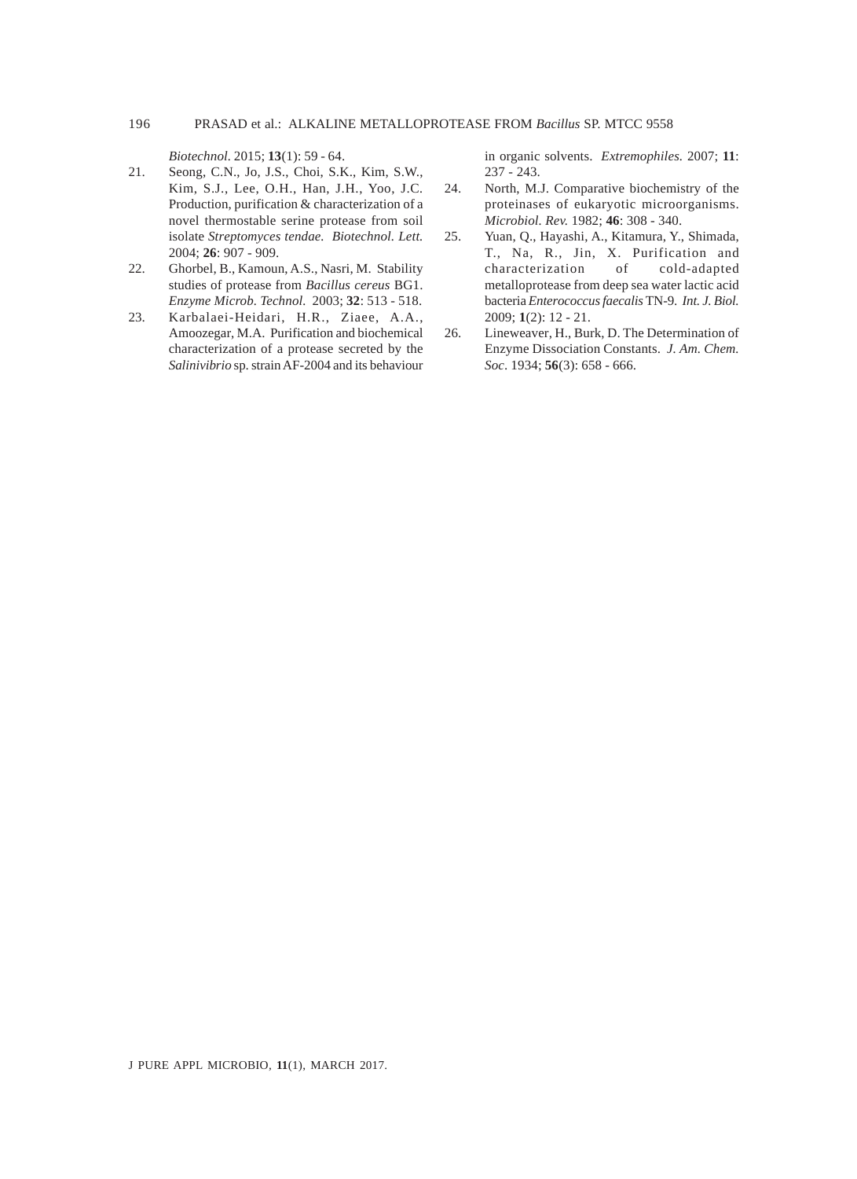*Biotechnol.* 2015; **13**(1): 59 - 64.

21. Seong, C.N., Jo, J.S., Choi, S.K., Kim, S.W., Kim, S.J., Lee, O.H., Han, J.H., Yoo, J.C. Production, purification & characterization of a novel thermostable serine protease from soil isolate *Streptomyces tendae. Biotechnol. Lett.* 2004; **26**: 907 - 909.
22. Ghorbel, B., Kamoun, A.S., Nasri, M. Stability studies of protease from *Bacillus cereus* BG1. *Enzyme Microb. Technol.* 2003; **32**: 513 - 518.
23. Karbalaei-Heidari, H.R., Ziaee, A.A., Amoozegar, M.A. Purification and biochemical characterization of a protease secreted by the *Salinivibrio* sp. strain AF-2004 and its behaviour in organic solvents. *Extremophiles.* 2007; **11**: 237 - 243.
24. North, M.J. Comparative biochemistry of the proteinases of eukaryotic microorganisms. *Microbiol. Rev.* 1982; **46**: 308 - 340.
25. Yuan, Q., Hayashi, A., Kitamura, Y., Shimada, T., Na, R., Jin, X. Purification and characterization of cold-adapted metalloprotease from deep sea water lactic acid bacteria *Enterococcus faecalis* TN-9. *Int. J. Biol.* 2009; **1**(2): 12 - 21.
26. Lineweaver, H., Burk, D. The Determination of Enzyme Dissociation Constants. *J. Am. Chem. Soc.* 1934; **56**(3): 658 - 666.